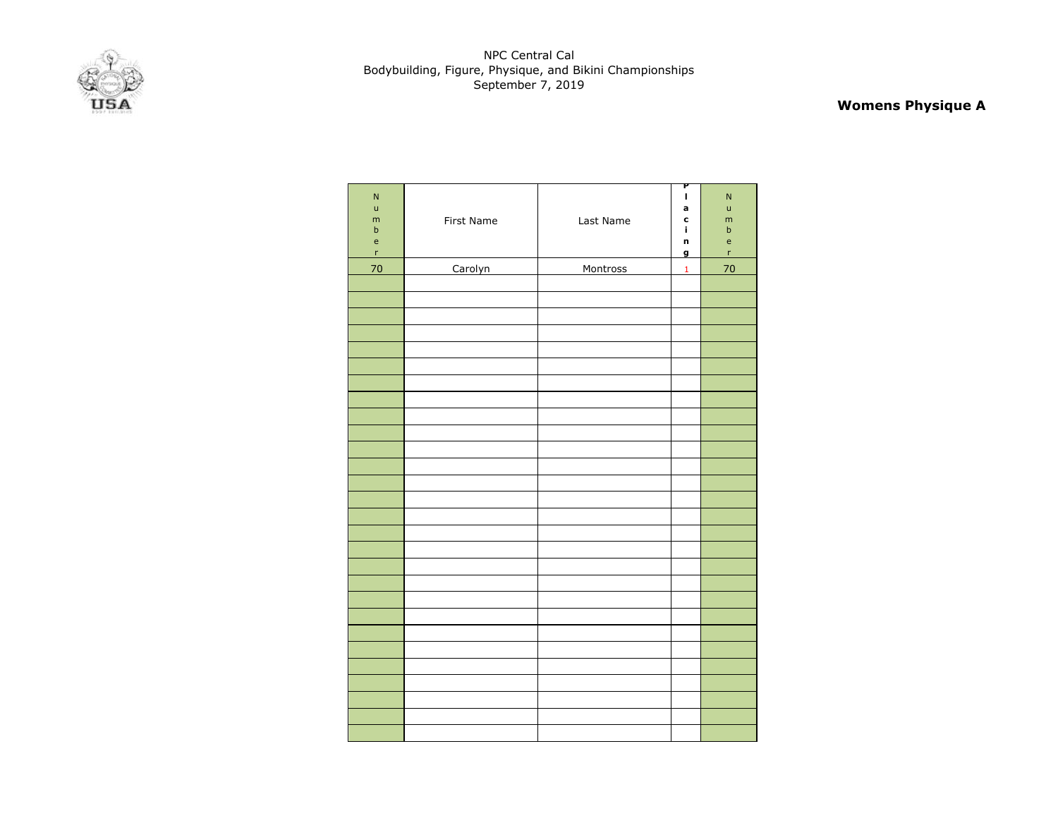NPC Central Cal
Bodybuilding, Figure, Physique, and Bikini Championships
September 7, 2019

**Womens Physique A**

| Number | First Name | Last Name | Placing | Number |
|---|---|---|---|---|
| 70 | Carolyn | Montross | 1 | 70 |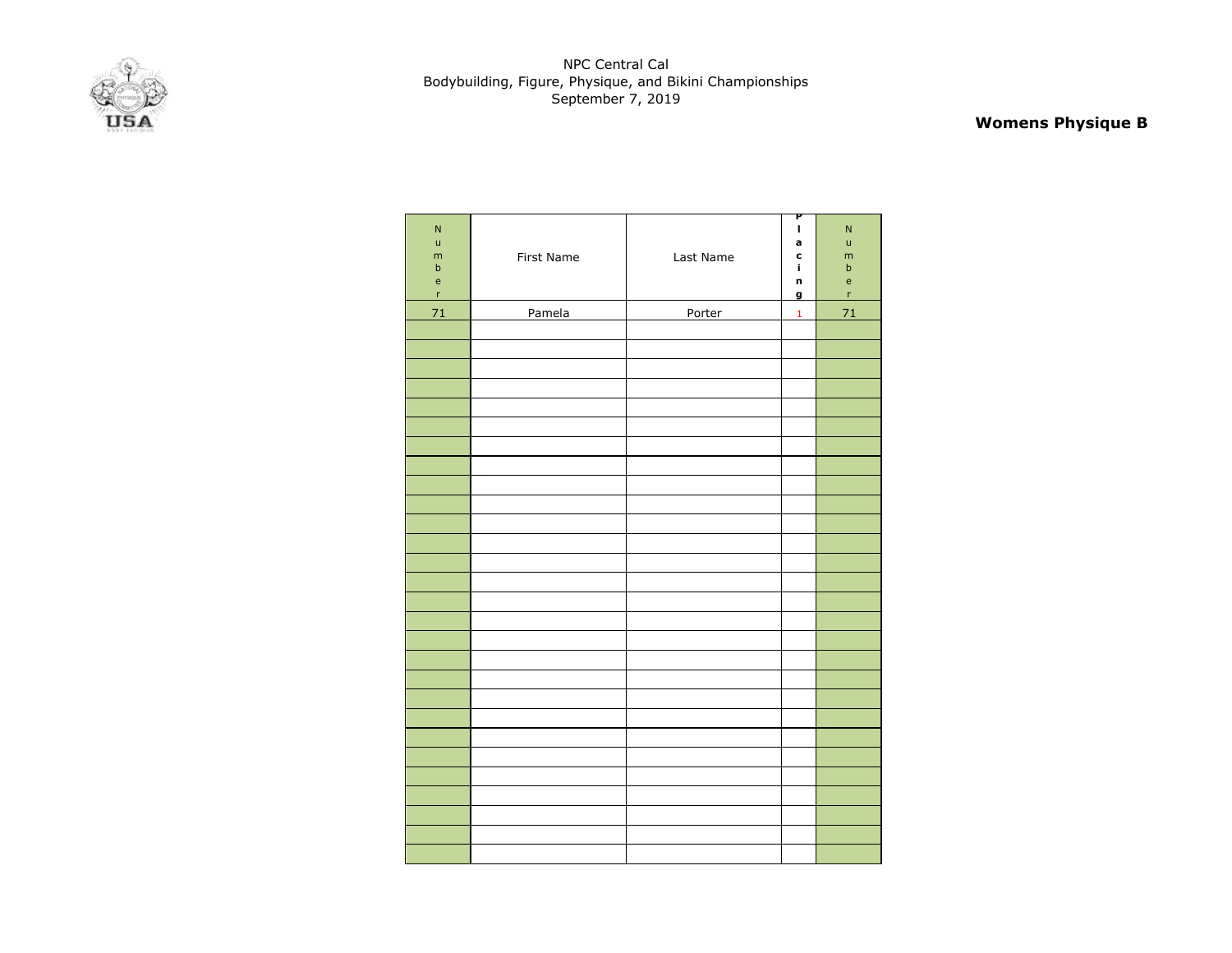NPC Central Cal
Bodybuilding, Figure, Physique, and Bikini Championships
September 7, 2019

**Womens Physique B**

| Number | First Name | Last Name | Placing | Number |
|---|---|---|---|---|
| 71 | Pamela | Porter | 1 | 71 |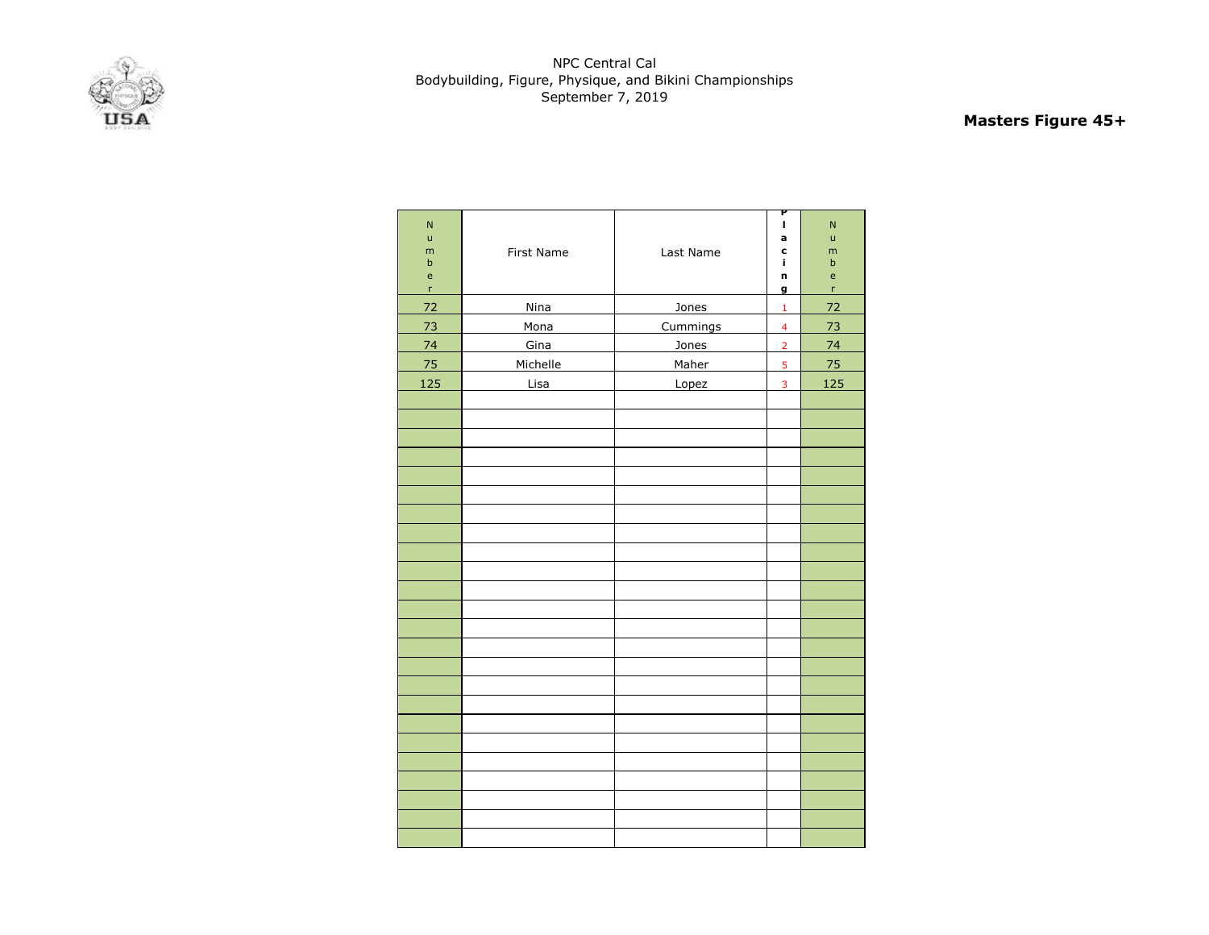NPC Central Cal
Bodybuilding, Figure, Physique, and Bikini Championships
September 7, 2019

**Masters Figure 45+**

| Number | First Name | Last Name | Placing | Number |
|---|---|---|---|---|
| 72 | Nina | Jones | 1 | 72 |
| 73 | Mona | Cummings | 4 | 73 |
| 74 | Gina | Jones | 2 | 74 |
| 75 | Michelle | Maher | 5 | 75 |
| 125 | Lisa | Lopez | 3 | 125 |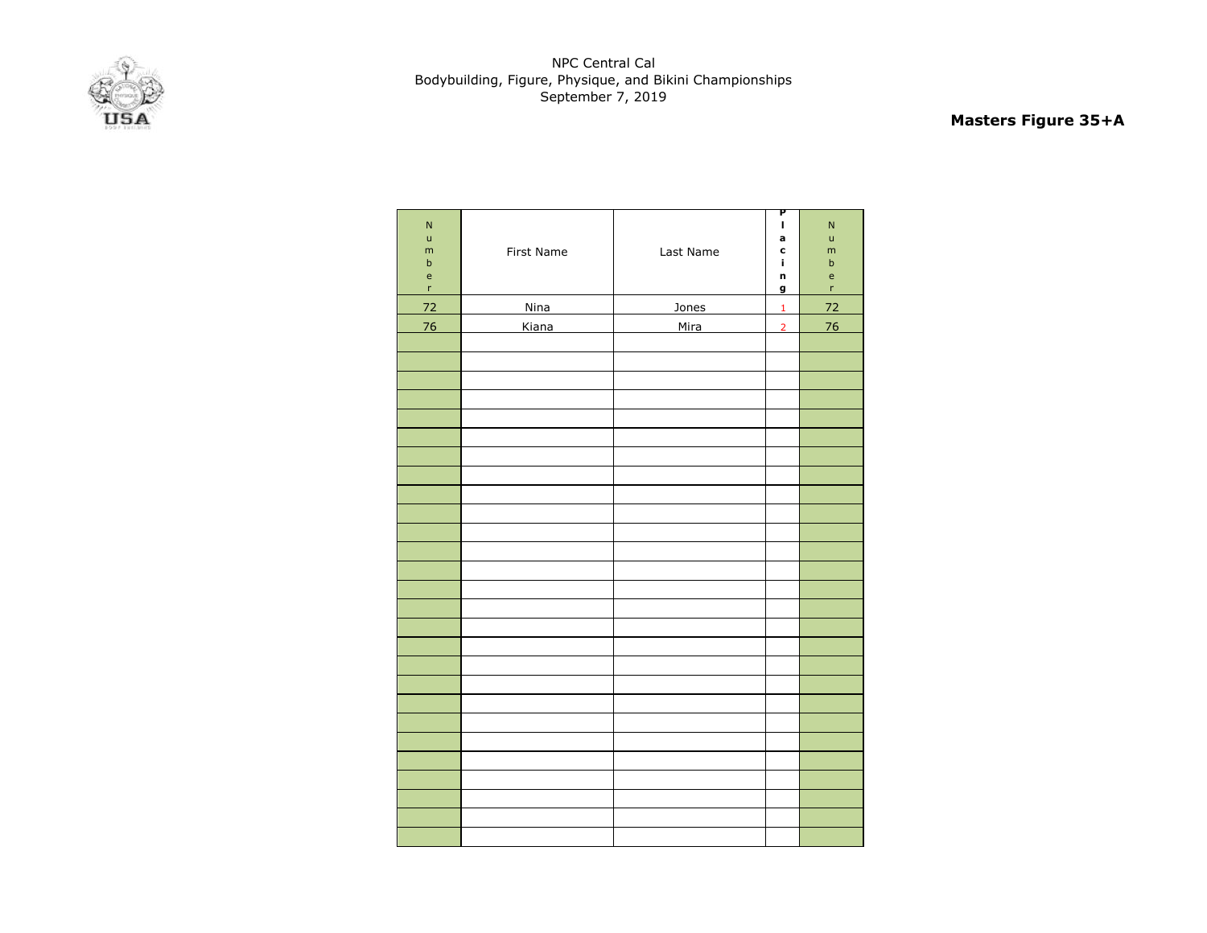NPC Central Cal
Bodybuilding, Figure, Physique, and Bikini Championships
September 7, 2019

**Masters Figure 35+A**

| Number | First Name | Last Name | Placing | Number |
|---|---|---|---|---|
| 72 | Nina | Jones | 1 | 72 |
| 76 | Kiana | Mira | 2 | 76 |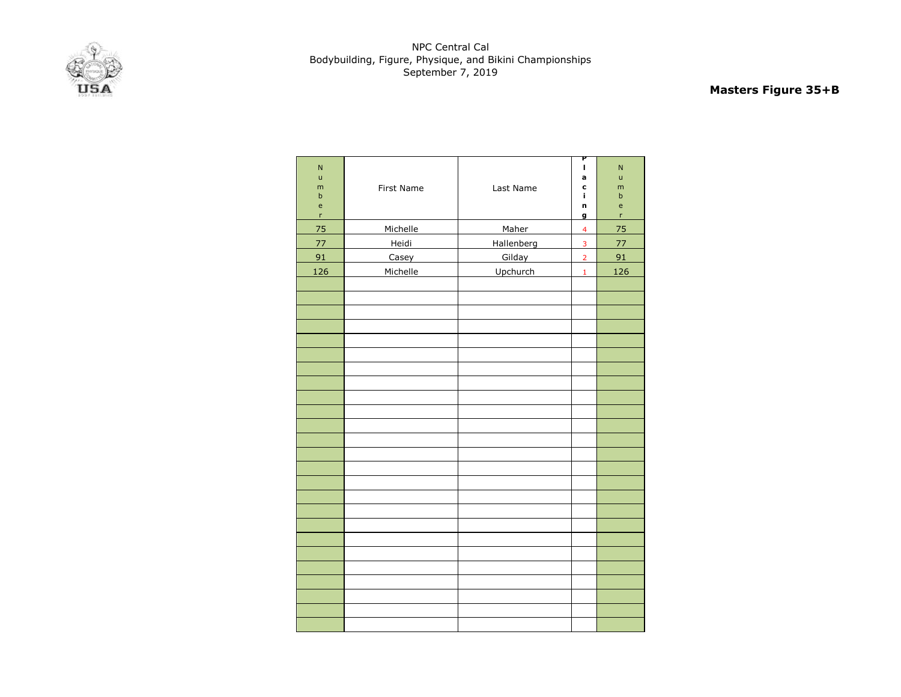NPC Central Cal
Bodybuilding, Figure, Physique, and Bikini Championships
September 7, 2019

**Masters Figure 35+B**

| Number | First Name | Last Name | Placing | Number |
|---|---|---|---|---|
| 75 | Michelle | Maher | 4 | 75 |
| 77 | Heidi | Hallenberg | 3 | 77 |
| 91 | Casey | Gilday | 2 | 91 |
| 126 | Michelle | Upchurch | 1 | 126 |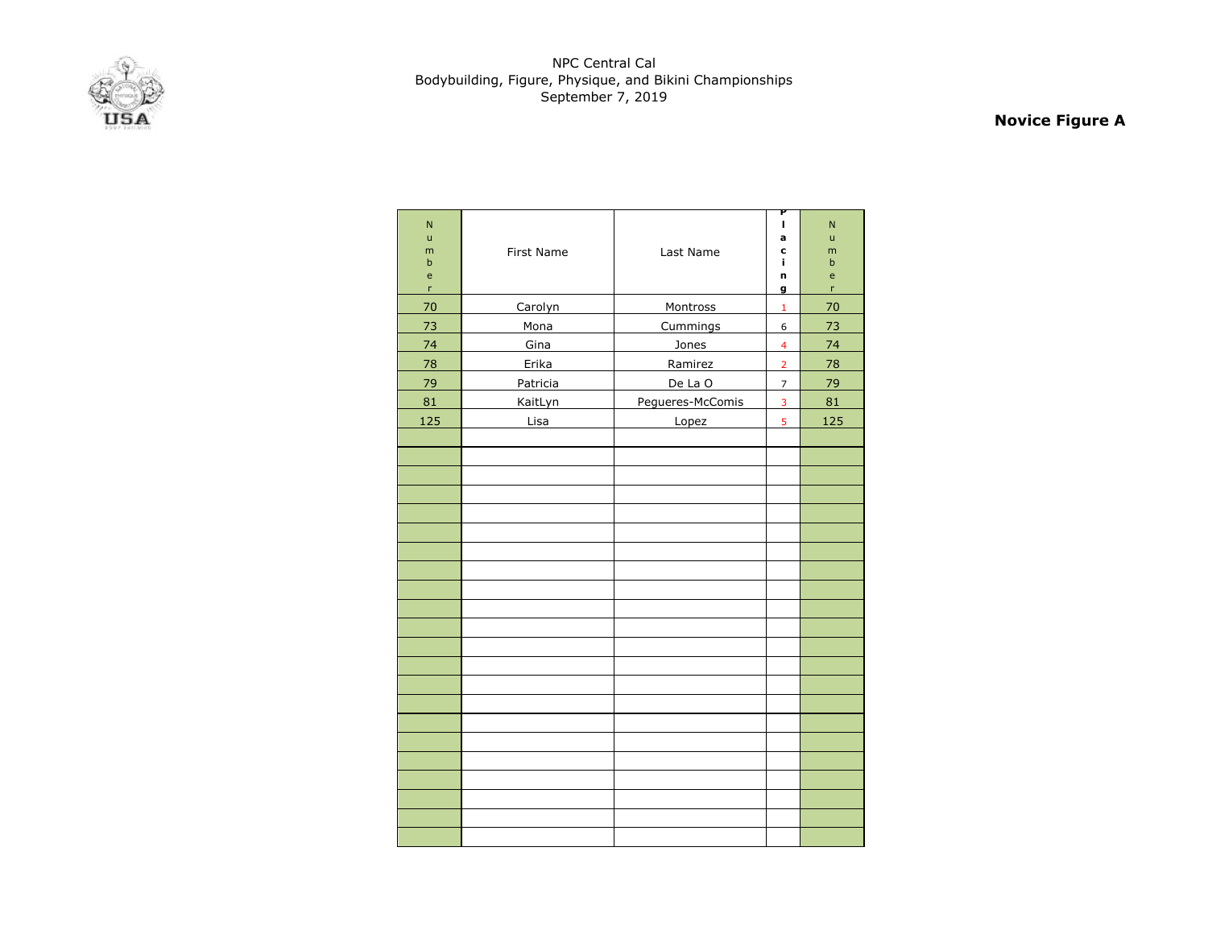NPC Central Cal
Bodybuilding, Figure, Physique, and Bikini Championships
September 7, 2019

**Novice Figure A**

| Number | First Name | Last Name | Placing | Number |
|---|---|---|---|---|
| 70 | Carolyn | Montross | 1 | 70 |
| 73 | Mona | Cummings | 6 | 73 |
| 74 | Gina | Jones | 4 | 74 |
| 78 | Erika | Ramirez | 2 | 78 |
| 79 | Patricia | De La O | 7 | 79 |
| 81 | KaitLyn | Pegueres-McComis | 3 | 81 |
| 125 | Lisa | Lopez | 5 | 125 |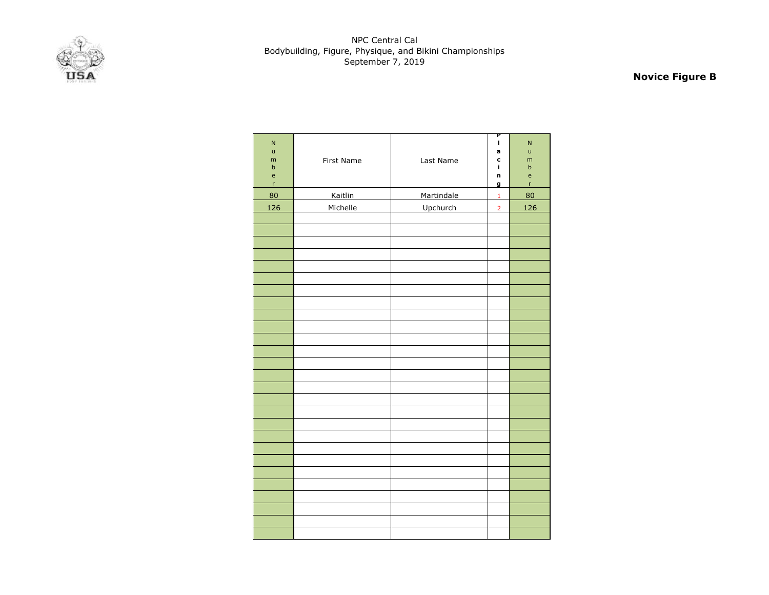NPC Central Cal
Bodybuilding, Figure, Physique, and Bikini Championships
September 7, 2019

**Novice Figure B**

| Number | First Name | Last Name | Placing | Number |
|---|---|---|---|---|
| 80 | Kaitlin | Martindale | 1 | 80 |
| 126 | Michelle | Upchurch | 2 | 126 |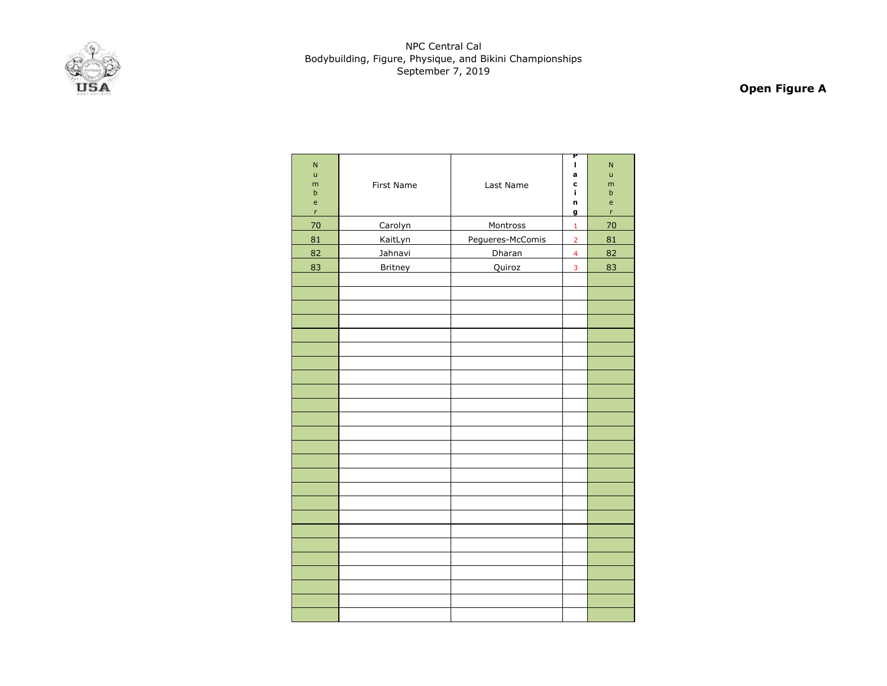NPC Central Cal
Bodybuilding, Figure, Physique, and Bikini Championships
September 7, 2019

**Open Figure A**

| Number | First Name | Last Name | Placing | Number |
|---|---|---|---|---|
| 70 | Carolyn | Montross | 1 | 70 |
| 81 | KaitLyn | Pegueres-McComis | 2 | 81 |
| 82 | Jahnavi | Dharan | 4 | 82 |
| 83 | Britney | Quiroz | 3 | 83 |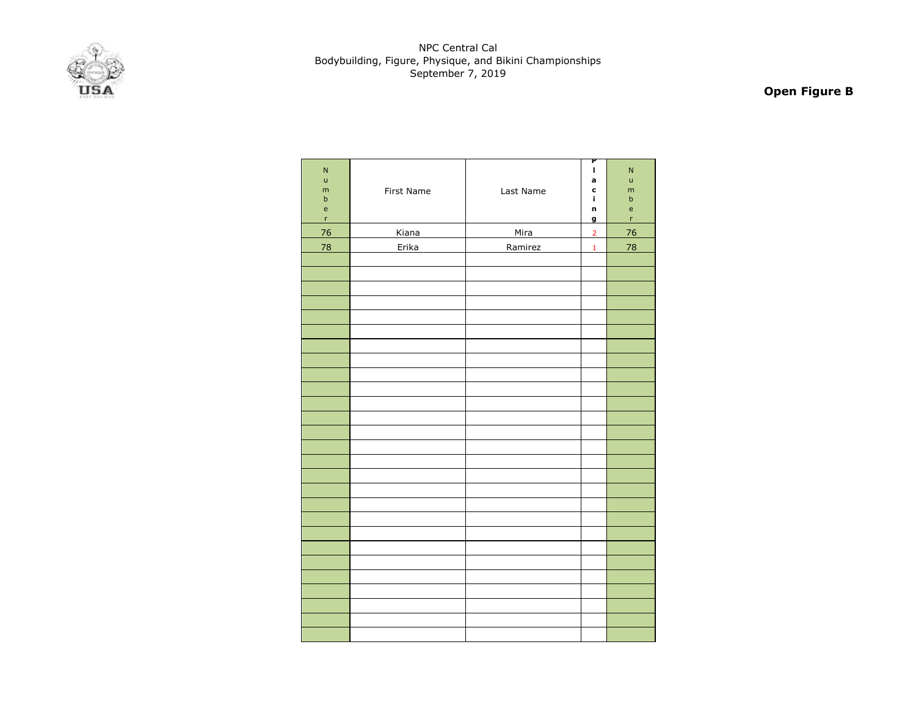NPC Central Cal
Bodybuilding, Figure, Physique, and Bikini Championships
September 7, 2019

**Open Figure B**

| Number | First Name | Last Name | Placing | Number |
|---|---|---|---|---|
| 76 | Kiana | Mira | 2 | 76 |
| 78 | Erika | Ramirez | 1 | 78 |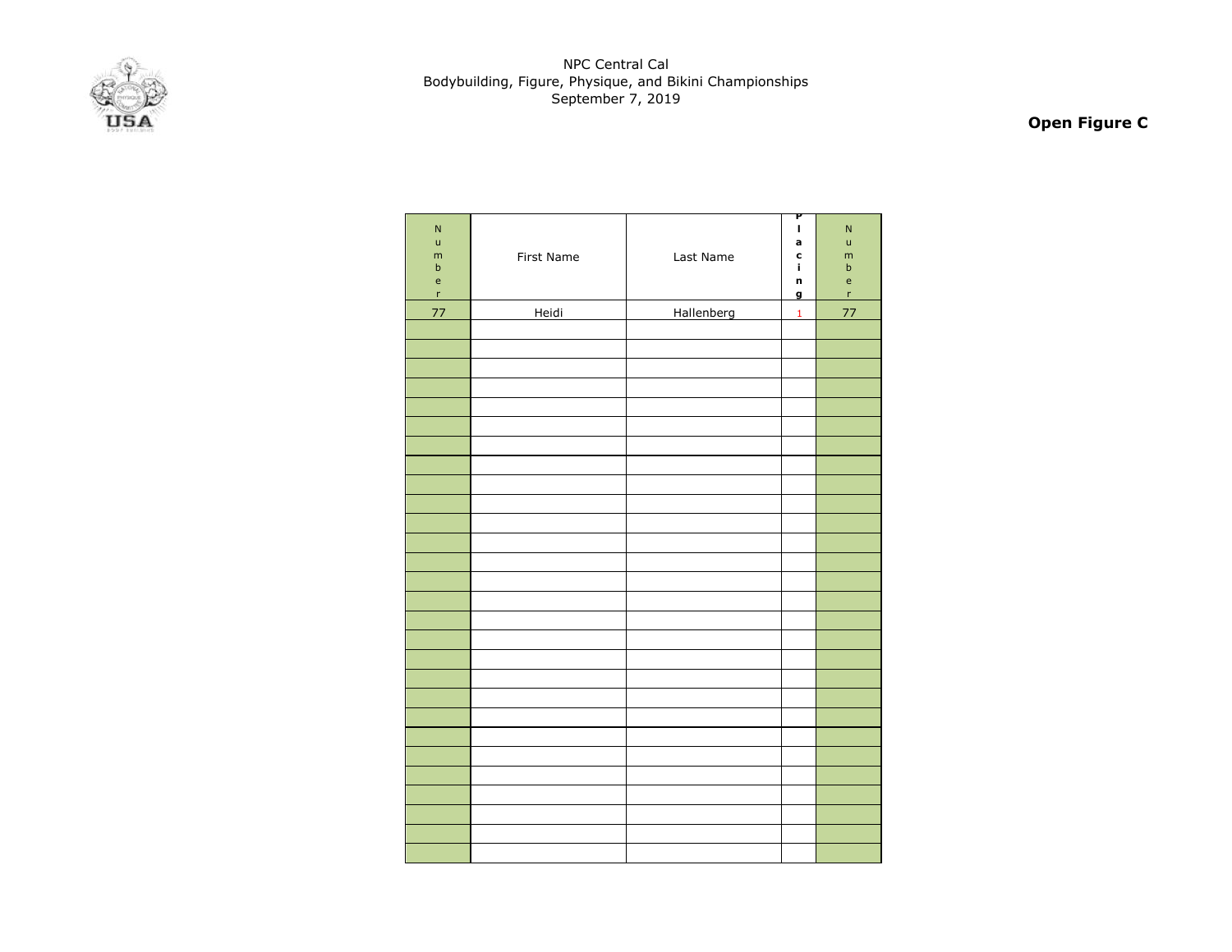NPC Central Cal
Bodybuilding, Figure, Physique, and Bikini Championships
September 7, 2019

**Open Figure C**

| Number | First Name | Last Name | Placing | Number |
|---|---|---|---|---|
| 77 | Heidi | Hallenberg | 1 | 77 |
| | | | | |
| | | | | |
| | | | | |
| | | | | |
| | | | | |
| | | | | |
| | | | | |
| | | | | |
| | | | | |
| | | | | |
| | | | | |
| | | | | |
| | | | | |
| | | | | |
| | | | | |
| | | | | |
| | | | | |
| | | | | |
| | | | | |
| | | | | |
| | | | | |
| | | | | |
| | | | | |
| | | | | |
| | | | | |
| | | | | |
| | | | | |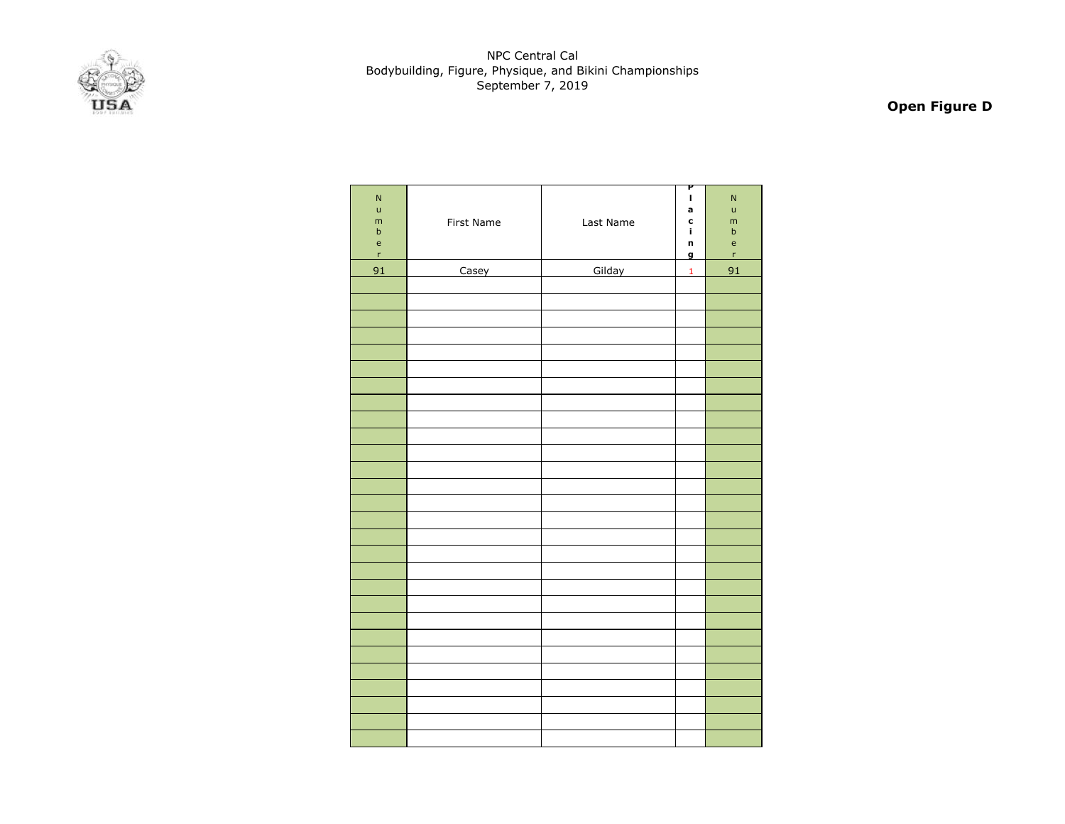NPC Central Cal
Bodybuilding, Figure, Physique, and Bikini Championships
September 7, 2019

**Open Figure D**

| Number | First Name | Last Name | Placing | Number |
|---|---|---|---|---|
| 91 | Casey | Gilday | 1 | 91 |
| | | | | |
| | | | | |
| | | | | |
| | | | | |
| | | | | |
| | | | | |
| | | | | |
| | | | | |
| | | | | |
| | | | | |
| | | | | |
| | | | | |
| | | | | |
| | | | | |
| | | | | |
| | | | | |
| | | | | |
| | | | | |
| | | | | |
| | | | | |
| | | | | |
| | | | | |
| | | | | |
| | | | | |
| | | | | |
| | | | | |
| | | | | |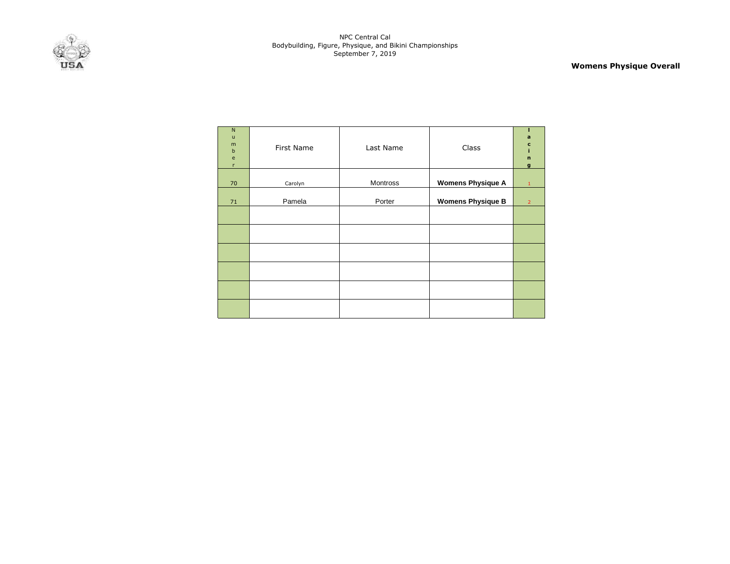NPC Central Cal
Bodybuilding, Figure, Physique, and Bikini Championships
September 7, 2019

**Womens Physique Overall**

| Number | First Name | Last Name | Class | Placing |
|---|---|---|---|---|
| 70 | Carolyn | Montross | **Womens Physique A** | 1 |
| 71 | Pamela | Porter | **Womens Physique B** | 2 |
| | | | | |
| | | | | |
| | | | | |
| | | | | |
| | | | | |
| | | | | |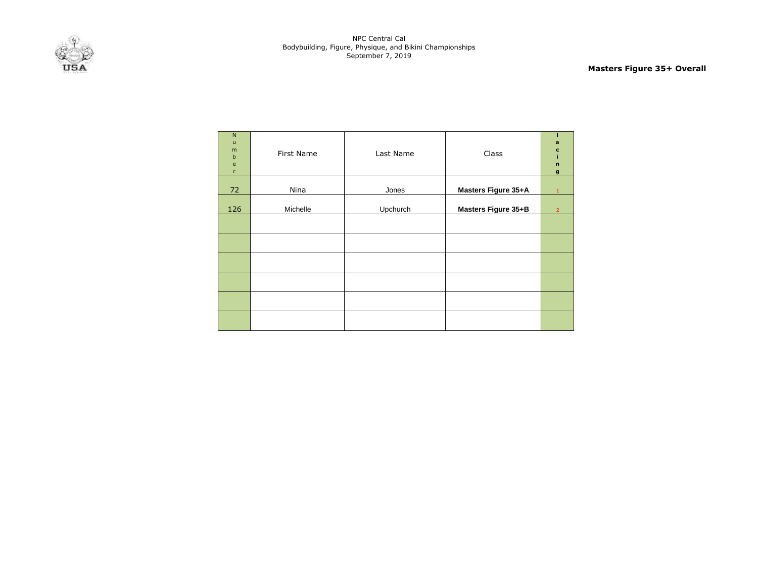NPC Central Cal
Bodybuilding, Figure, Physique, and Bikini Championships
September 7, 2019

**Masters Figure 35+ Overall**

| Number | First Name | Last Name | Class | Placing |
|---|---|---|---|---|
| 72 | Nina | Jones | **Masters Figure 35+A** | 1 |
| 126 | Michelle | Upchurch | **Masters Figure 35+B** | 2 |
| | | | | |
| | | | | |
| | | | | |
| | | | | |
| | | | | |
| | | | | |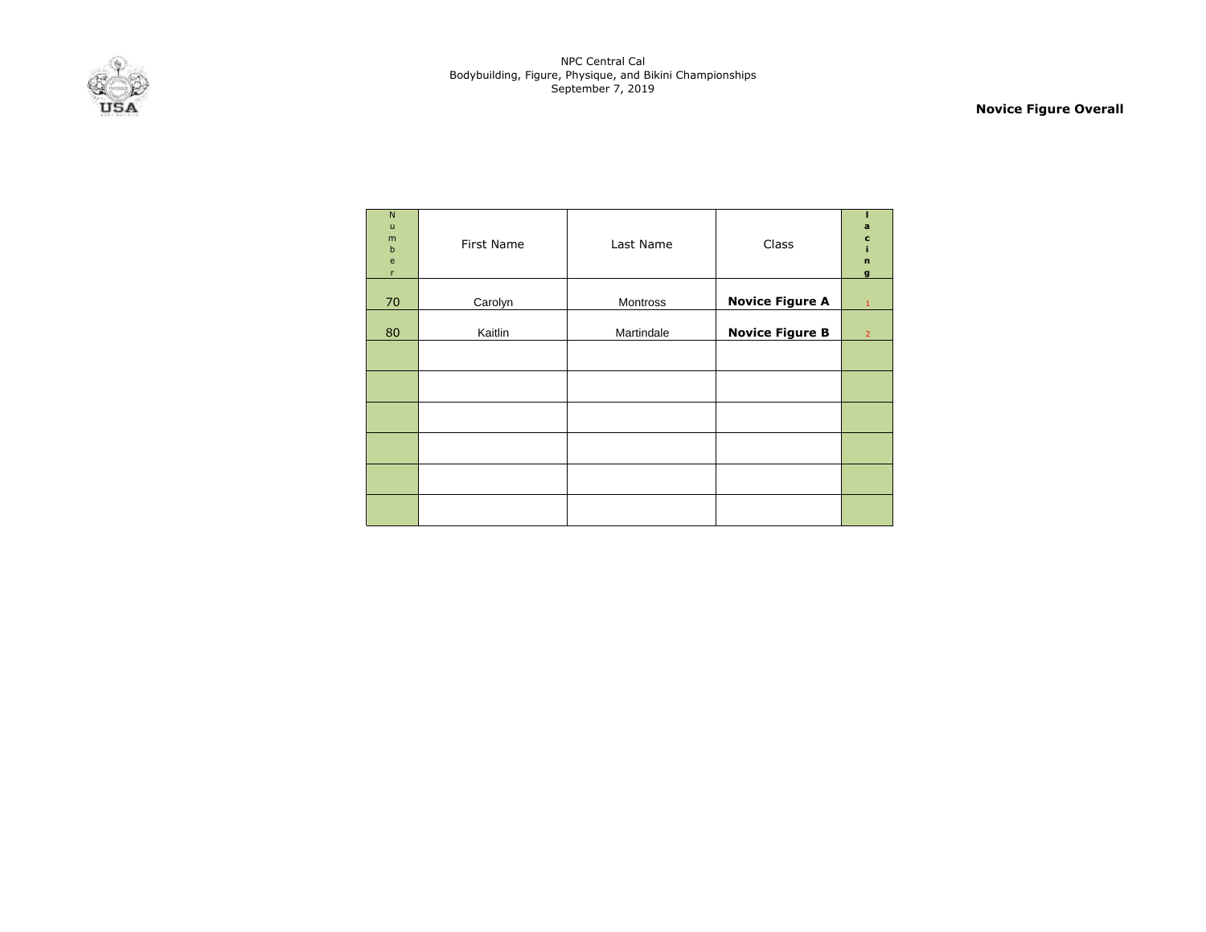NPC Central Cal
Bodybuilding, Figure, Physique, and Bikini Championships
September 7, 2019

**Novice Figure Overall**

| Number | First Name | Last Name | Class | Placing |
|---|---|---|---|---|
| 70 | Carolyn | Montross | **Novice Figure A** | 1 |
| 80 | Kaitlin | Martindale | **Novice Figure B** | 2 |
| | | | | |
| | | | | |
| | | | | |
| | | | | |
| | | | | |
| | | | | |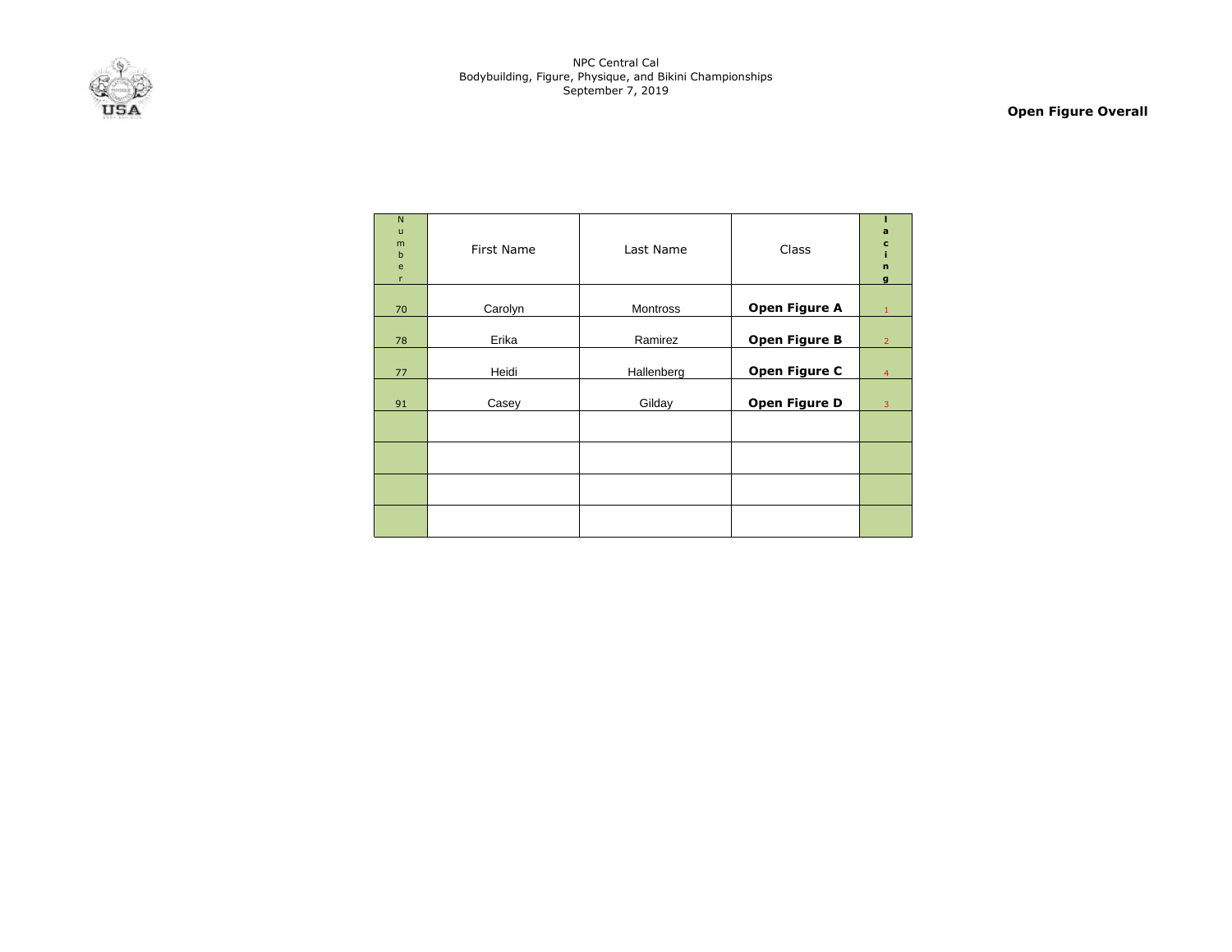NPC Central Cal
Bodybuilding, Figure, Physique, and Bikini Championships
September 7, 2019

**Open Figure Overall**

| Number | First Name | Last Name | Class | Placing |
|---|---|---|---|---|
| 70 | Carolyn | Montross | **Open Figure A** | 1 |
| 78 | Erika | Ramirez | **Open Figure B** | 2 |
| 77 | Heidi | Hallenberg | **Open Figure C** | 4 |
| 91 | Casey | Gilday | **Open Figure D** | 3 |
| | | | | |
| | | | | |
| | | | | |
| | | | | |